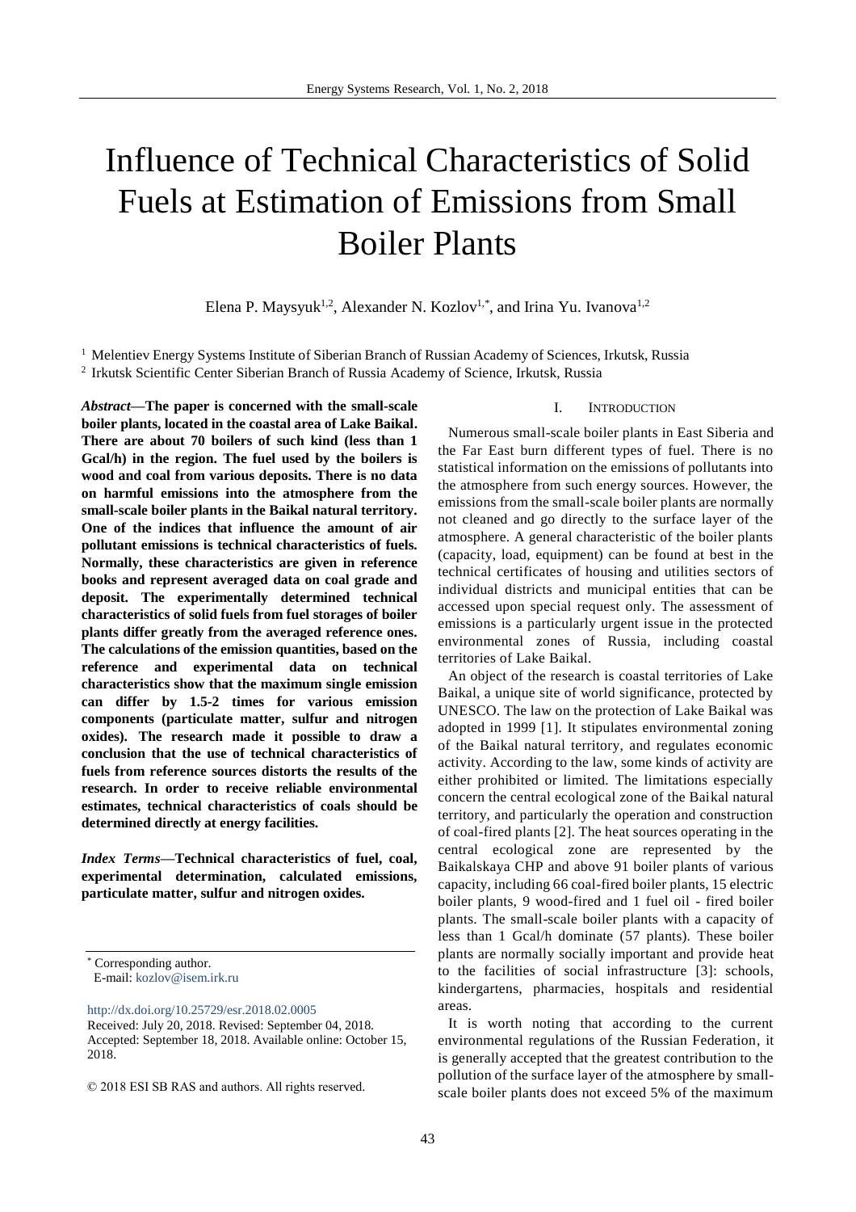# Influence of Technical Characteristics of Solid Fuels at Estimation of Emissions from Small Boiler Plants

Elena P. Maysyuk[1,2], Alexander N. Kozlov[1,*], and Irina Yu. Ivanova[1,2]

[1] Melentiev Energy Systems Institute of Siberian Branch of Russian Academy of Sciences, Irkutsk, Russia

[2] Irkutsk Scientific Center Siberian Branch of Russia Academy of Science, Irkutsk, Russia

***Abstract*—The paper is concerned with the small-scale boiler plants, located in the coastal area of Lake Baikal. There are about 70 boilers of such kind (less than 1 Gcal/h) in the region. The fuel used by the boilers is wood and coal from various deposits. There is no data on harmful emissions into the atmosphere from the small-scale boiler plants in the Baikal natural territory. One of the indices that influence the amount of air pollutant emissions is technical characteristics of fuels. Normally, these characteristics are given in reference books and represent averaged data on coal grade and deposit. The experimentally determined technical characteristics of solid fuels from fuel storages of boiler plants differ greatly from the averaged reference ones. The calculations of the emission quantities, based on the reference and experimental data on technical characteristics show that the maximum single emission can differ by 1.5-2 times for various emission components (particulate matter, sulfur and nitrogen oxides). The research made it possible to draw a conclusion that the use of technical characteristics of fuels from reference sources distorts the results of the research. In order to receive reliable environmental estimates, technical characteristics of coals should be determined directly at energy facilities.**

***Index Terms*—Technical characteristics of fuel, coal, experimental determination, calculated emissions, particulate matter, sulfur and nitrogen oxides.**

[*] Corresponding author.
E-mail: kozlov@isem.irk.ru

http://dx.doi.org/10.25729/esr.2018.02.0005

Received: July 20, 2018. Revised: September 04, 2018. Accepted: September 18, 2018. Available online: October 15, 2018.

© 2018 ESI SB RAS and authors. All rights reserved.

## I. Introduction

Numerous small-scale boiler plants in East Siberia and the Far East burn different types of fuel. There is no statistical information on the emissions of pollutants into the atmosphere from such energy sources. However, the emissions from the small-scale boiler plants are normally not cleaned and go directly to the surface layer of the atmosphere. A general characteristic of the boiler plants (capacity, load, equipment) can be found at best in the technical certificates of housing and utilities sectors of individual districts and municipal entities that can be accessed upon special request only. The assessment of emissions is a particularly urgent issue in the protected environmental zones of Russia, including coastal territories of Lake Baikal.

An object of the research is coastal territories of Lake Baikal, a unique site of world significance, protected by UNESCO. The law on the protection of Lake Baikal was adopted in 1999 [1]. It stipulates environmental zoning of the Baikal natural territory, and regulates economic activity. According to the law, some kinds of activity are either prohibited or limited. The limitations especially concern the central ecological zone of the Baikal natural territory, and particularly the operation and construction of coal-fired plants [2]. The heat sources operating in the central ecological zone are represented by the Baikalskaya CHP and above 91 boiler plants of various capacity, including 66 coal-fired boiler plants, 15 electric boiler plants, 9 wood-fired and 1 fuel oil - fired boiler plants. The small-scale boiler plants with a capacity of less than 1 Gcal/h dominate (57 plants). These boiler plants are normally socially important and provide heat to the facilities of social infrastructure [3]: schools, kindergartens, pharmacies, hospitals and residential areas.

It is worth noting that according to the current environmental regulations of the Russian Federation, it is generally accepted that the greatest contribution to the pollution of the surface layer of the atmosphere by small-scale boiler plants does not exceed 5% of the maximum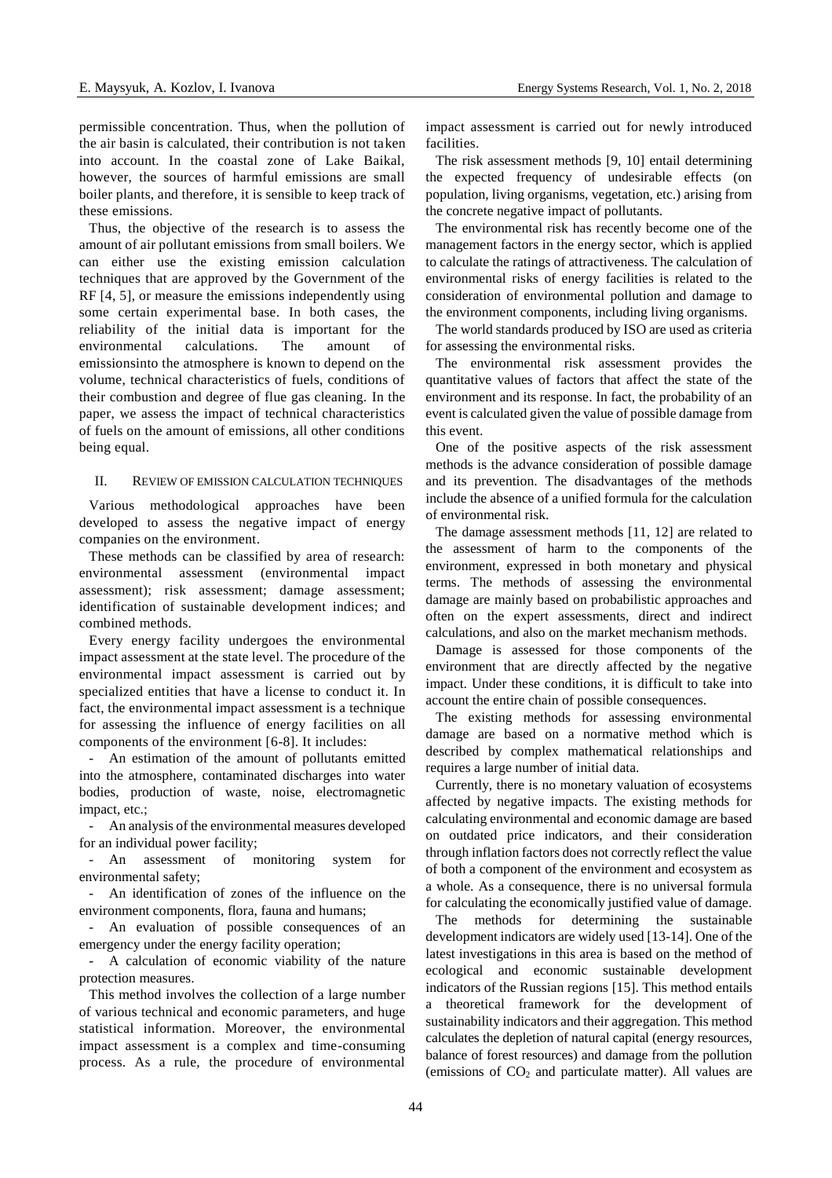permissible concentration. Thus, when the pollution of the air basin is calculated, their contribution is not taken into account. In the coastal zone of Lake Baikal, however, the sources of harmful emissions are small boiler plants, and therefore, it is sensible to keep track of these emissions.

Thus, the objective of the research is to assess the amount of air pollutant emissions from small boilers. We can either use the existing emission calculation techniques that are approved by the Government of the RF [4, 5], or measure the emissions independently using some certain experimental base. In both cases, the reliability of the initial data is important for the environmental calculations. The amount of emissionsinto the atmosphere is known to depend on the volume, technical characteristics of fuels, conditions of their combustion and degree of flue gas cleaning. In the paper, we assess the impact of technical characteristics of fuels on the amount of emissions, all other conditions being equal.

## II. Review of emission calculation techniques

Various methodological approaches have been developed to assess the negative impact of energy companies on the environment.

These methods can be classified by area of research: environmental assessment (environmental impact assessment); risk assessment; damage assessment; identification of sustainable development indices; and combined methods.

Every energy facility undergoes the environmental impact assessment at the state level. The procedure of the environmental impact assessment is carried out by specialized entities that have a license to conduct it. In fact, the environmental impact assessment is a technique for assessing the influence of energy facilities on all components of the environment [6-8]. It includes:

- An estimation of the amount of pollutants emitted into the atmosphere, contaminated discharges into water bodies, production of waste, noise, electromagnetic impact, etc.;
- An analysis of the environmental measures developed for an individual power facility;
- An assessment of monitoring system for environmental safety;
- An identification of zones of the influence on the environment components, flora, fauna and humans;
- An evaluation of possible consequences of an emergency under the energy facility operation;
- A calculation of economic viability of the nature protection measures.

This method involves the collection of a large number of various technical and economic parameters, and huge statistical information. Moreover, the environmental impact assessment is a complex and time-consuming process. As a rule, the procedure of environmental impact assessment is carried out for newly introduced facilities.

The risk assessment methods [9, 10] entail determining the expected frequency of undesirable effects (on population, living organisms, vegetation, etc.) arising from the concrete negative impact of pollutants.

The environmental risk has recently become one of the management factors in the energy sector, which is applied to calculate the ratings of attractiveness. The calculation of environmental risks of energy facilities is related to the consideration of environmental pollution and damage to the environment components, including living organisms.

The world standards produced by ISO are used as criteria for assessing the environmental risks.

The environmental risk assessment provides the quantitative values of factors that affect the state of the environment and its response. In fact, the probability of an event is calculated given the value of possible damage from this event.

One of the positive aspects of the risk assessment methods is the advance consideration of possible damage and its prevention. The disadvantages of the methods include the absence of a unified formula for the calculation of environmental risk.

The damage assessment methods [11, 12] are related to the assessment of harm to the components of the environment, expressed in both monetary and physical terms. The methods of assessing the environmental damage are mainly based on probabilistic approaches and often on the expert assessments, direct and indirect calculations, and also on the market mechanism methods.

Damage is assessed for those components of the environment that are directly affected by the negative impact. Under these conditions, it is difficult to take into account the entire chain of possible consequences.

The existing methods for assessing environmental damage are based on a normative method which is described by complex mathematical relationships and requires a large number of initial data.

Currently, there is no monetary valuation of ecosystems affected by negative impacts. The existing methods for calculating environmental and economic damage are based on outdated price indicators, and their consideration through inflation factors does not correctly reflect the value of both a component of the environment and ecosystem as a whole. As a consequence, there is no universal formula for calculating the economically justified value of damage.

The methods for determining the sustainable development indicators are widely used [13-14]. One of the latest investigations in this area is based on the method of ecological and economic sustainable development indicators of the Russian regions [15]. This method entails a theoretical framework for the development of sustainability indicators and their aggregation. This method calculates the depletion of natural capital (energy resources, balance of forest resources) and damage from the pollution (emissions of $CO_2$ and particulate matter). All values are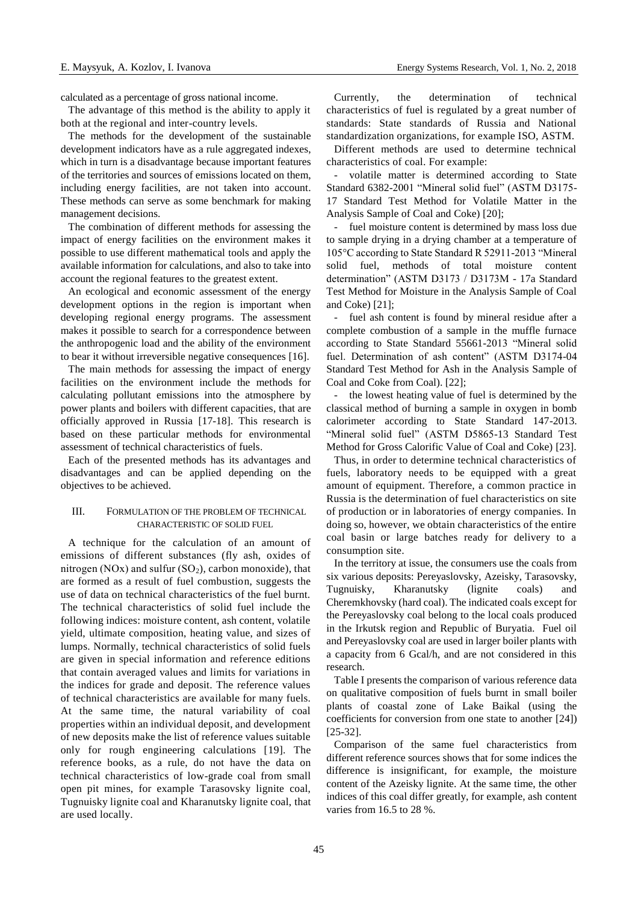calculated as a percentage of gross national income.

The advantage of this method is the ability to apply it both at the regional and inter-country levels.

The methods for the development of the sustainable development indicators have as a rule aggregated indexes, which in turn is a disadvantage because important features of the territories and sources of emissions located on them, including energy facilities, are not taken into account. These methods can serve as some benchmark for making management decisions.

The combination of different methods for assessing the impact of energy facilities on the environment makes it possible to use different mathematical tools and apply the available information for calculations, and also to take into account the regional features to the greatest extent.

An ecological and economic assessment of the energy development options in the region is important when developing regional energy programs. The assessment makes it possible to search for a correspondence between the anthropogenic load and the ability of the environment to bear it without irreversible negative consequences [16].

The main methods for assessing the impact of energy facilities on the environment include the methods for calculating pollutant emissions into the atmosphere by power plants and boilers with different capacities, that are officially approved in Russia [17-18]. This research is based on these particular methods for environmental assessment of technical characteristics of fuels.

Each of the presented methods has its advantages and disadvantages and can be applied depending on the objectives to be achieved.

## III. Formulation of the problem of technical characteristic of solid fuel

A technique for the calculation of an amount of emissions of different substances (fly ash, oxides of nitrogen (NOx) and sulfur ($SO_2$), carbon monoxide), that are formed as a result of fuel combustion, suggests the use of data on technical characteristics of the fuel burnt. The technical characteristics of solid fuel include the following indices: moisture content, ash content, volatile yield, ultimate composition, heating value, and sizes of lumps. Normally, technical characteristics of solid fuels are given in special information and reference editions that contain averaged values and limits for variations in the indices for grade and deposit. The reference values of technical characteristics are available for many fuels. At the same time, the natural variability of coal properties within an individual deposit, and development of new deposits make the list of reference values suitable only for rough engineering calculations [19]. The reference books, as a rule, do not have the data on technical characteristics of low-grade coal from small open pit mines, for example Tarasovsky lignite coal, Tugnuisky lignite coal and Kharanutsky lignite coal, that are used locally.

Currently, the determination of technical characteristics of fuel is regulated by a great number of standards: State standards of Russia and National standardization organizations, for example ISO, ASTM.

Different methods are used to determine technical characteristics of coal. For example:

- volatile matter is determined according to State Standard 6382-2001 "Mineral solid fuel" (ASTM D3175-17 Standard Test Method for Volatile Matter in the Analysis Sample of Coal and Coke) [20];
- fuel moisture content is determined by mass loss due to sample drying in a drying chamber at a temperature of 105°C according to State Standard R 52911-2013 "Mineral solid fuel, methods of total moisture content determination" (ASTM D3173 / D3173M - 17a Standard Test Method for Moisture in the Analysis Sample of Coal and Coke) [21];
- fuel ash content is found by mineral residue after a complete combustion of a sample in the muffle furnace according to State Standard 55661-2013 "Mineral solid fuel. Determination of ash content" (ASTM D3174-04 Standard Test Method for Ash in the Analysis Sample of Coal and Coke from Coal). [22];
- the lowest heating value of fuel is determined by the classical method of burning a sample in oxygen in bomb calorimeter according to State Standard 147-2013. "Mineral solid fuel" (ASTM D5865-13 Standard Test Method for Gross Calorific Value of Coal and Coke) [23].

Thus, in order to determine technical characteristics of fuels, laboratory needs to be equipped with a great amount of equipment. Therefore, a common practice in Russia is the determination of fuel characteristics on site of production or in laboratories of energy companies. In doing so, however, we obtain characteristics of the entire coal basin or large batches ready for delivery to a consumption site.

In the territory at issue, the consumers use the coals from six various deposits: Pereyaslovsky, Azeisky, Tarasovsky, Tugnuisky, Kharanutsky (lignite coals) and Cheremkhovsky (hard coal). The indicated coals except for the Pereyaslovsky coal belong to the local coals produced in the Irkutsk region and Republic of Buryatia. Fuel oil and Pereyaslovsky coal are used in larger boiler plants with a capacity from 6 Gcal/h, and are not considered in this research.

Table I presents the comparison of various reference data on qualitative composition of fuels burnt in small boiler plants of coastal zone of Lake Baikal (using the coefficients for conversion from one state to another [24]) [25-32].

Comparison of the same fuel characteristics from different reference sources shows that for some indices the difference is insignificant, for example, the moisture content of the Azeisky lignite. At the same time, the other indices of this coal differ greatly, for example, ash content varies from 16.5 to 28 %.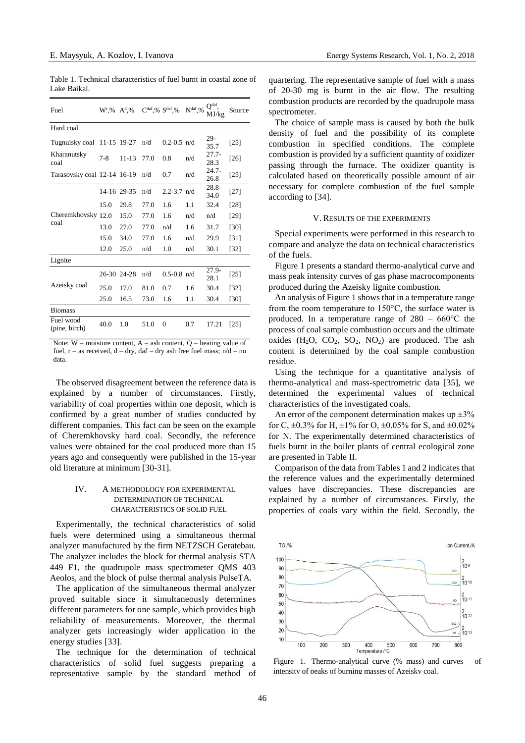Table 1. Technical characteristics of fuel burnt in coastal zone of Lake Baikal.

| Fuel | $W^r$,% | $A^d$,% | $C^{daf}$,% | $S^{daf}$,% | $N^{daf}$,% | $Q^{daf}$, MJ/kg | Source |
|---|---|---|---|---|---|---|---|
| Hard coal | | | | | | | |
| Tugnuisky coal | 11-15 | 19-27 | n/d | 0.2-0.5 | n/d | 29-35.7 | [25] |
| Kharanutsky coal | 7-8 | 11-13 | 77.0 | 0.8 | n/d | 27.7-28.3 | [26] |
| Tarasovsky coal | 12-14 | 16-19 | n/d | 0.7 | n/d | 24.7-26.8 | [25] |
| Cheremkhovsky coal | 14-16 | 29-35 | n/d | 2.2-3.7 | n/d | 28.8-34.0 | [27] |
| | 15.0 | 29.8 | 77.0 | 1.6 | 1.1 | 32.4 | [28] |
| | 12.0 | 15.0 | 77.0 | 1.6 | n/d | n/d | [29] |
| | 13.0 | 27.0 | 77.0 | n/d | 1.6 | 31.7 | [30] |
| | 15.0 | 34.0 | 77.0 | 1.6 | n/d | 29.9 | [31] |
| | 12.0 | 25.0 | n/d | 1.6 | 1.0 | 30.1 | [32] |
| Lignite | | | | | | | |
| Azeisky coal | 26-30 | 24-28 | n/d | 0.5-0.8 | n/d | 27.9-28.1 | [25] |
| | 25.0 | 17.0 | 81.0 | 0.7 | 1.6 | 30.4 | [32] |
| | 25.0 | 16.5 | 73.0 | 1.6 | 1.1 | 30.4 | [30] |
| Biomass | | | | | | | |
| Fuel wood (pine, birch) | 40.0 | 1.0 | 51.0 | 0 | 0.7 | 17.21 | [25] |

Note: W – moisture content, A – ash content, Q – heating value of fuel, r – as received, d – dry, daf – dry ash free fuel mass; n/d – no data.

The observed disagreement between the reference data is explained by a number of circumstances. Firstly, variability of coal properties within one deposit, which is confirmed by a great number of studies conducted by different companies. This fact can be seen on the example of Cheremkhovsky hard coal. Secondly, the reference values were obtained for the coal produced more than 15 years ago and consequently were published in the 15-year old literature at minimum [30-31].

## IV. A METHODOLOGY FOR EXPERIMENTAL DETERMINATION OF TECHNICAL CHARACTERISTICS OF SOLID FUEL

Experimentally, the technical characteristics of solid fuels were determined using a simultaneous thermal analyzer manufactured by the firm NETZSCH Geratebau. The analyzer includes the block for thermal analysis STA 449 F1, the quadrupole mass spectrometer QMS 403 Aeolos, and the block of pulse thermal analysis PulseTA.

The application of the simultaneous thermal analyzer proved suitable since it simultaneously determines different parameters for one sample, which provides high reliability of measurements. Moreover, the thermal analyzer gets increasingly wider application in the energy studies [33].

The technique for the determination of technical characteristics of solid fuel suggests preparing a representative sample by the standard method of quartering. The representative sample of fuel with a mass of 20-30 mg is burnt in the air flow. The resulting combustion products are recorded by the quadrupole mass spectrometer.

The choice of sample mass is caused by both the bulk density of fuel and the possibility of its complete combustion in specified conditions. The complete combustion is provided by a sufficient quantity of oxidizer passing through the furnace. The oxidizer quantity is calculated based on theoretically possible amount of air necessary for complete combustion of the fuel sample according to [34].

## V. RESULTS OF THE EXPERIMENTS

Special experiments were performed in this research to compare and analyze the data on technical characteristics of the fuels.

Figure 1 presents a standard thermo-analytical curve and mass peak intensity curves of gas phase macrocomponents produced during the Azeisky lignite combustion.

An analysis of Figure 1 shows that in a temperature range from the room temperature to 150°C, the surface water is produced. In a temperature range of 280 – 660°C the process of coal sample combustion occurs and the ultimate oxides ($H_2O$, $CO_2$, $SO_2$, $NO_2$) are produced. The ash content is determined by the coal sample combustion residue.

Using the technique for a quantitative analysis of thermo-analytical and mass-spectrometric data [35], we determined the experimental values of technical characteristics of the investigated coals.

An error of the component determination makes up ±3% for C, ±0.3% for H, ±1% for O, ±0.05% for S, and ±0.02% for N. The experimentally determined characteristics of fuels burnt in the boiler plants of central ecological zone are presented in Table II.

Comparison of the data from Tables 1 and 2 indicates that the reference values and the experimentally determined values have discrepancies. These discrepancies are explained by a number of circumstances. Firstly, the properties of coals vary within the field. Secondly, the

Figure 1. Thermo-analytical curve (% mass) and curves of intensity of peaks of burning masses of Azeisky coal.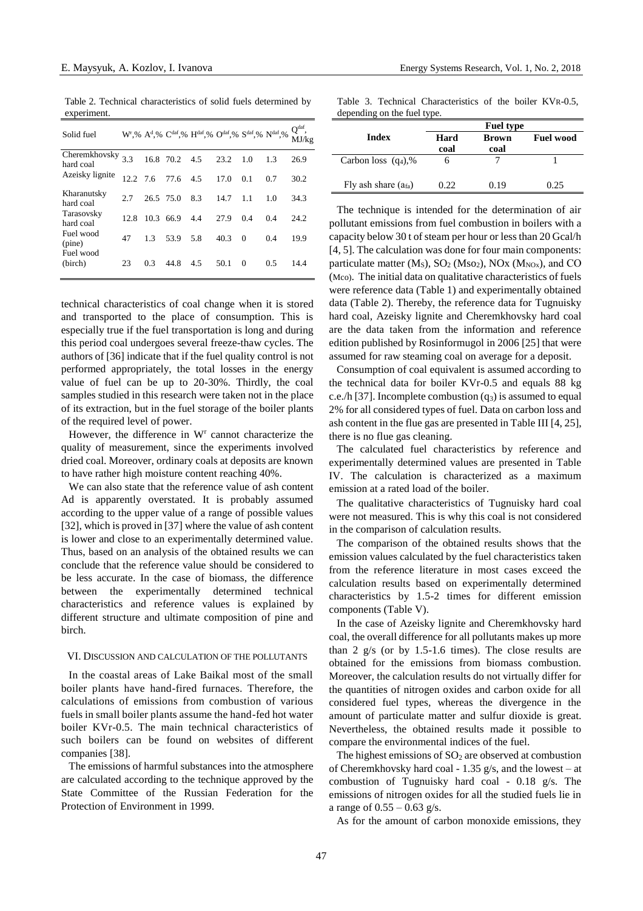Table 2. Technical characteristics of solid fuels determined by experiment.

| Solid fuel | $W^r$,% | $A^d$,% | $C^{daf}$,% | $H^{daf}$,% | $O^{daf}$,% | $S^{daf}$,% | $N^{daf}$,% | $Q^{daf}$, MJ/kg |
|---|---|---|---|---|---|---|---|---|
| Cheremkhovsky hard coal | 3.3 | 16.8 | 70.2 | 4.5 | 23.2 | 1.0 | 1.3 | 26.9 |
| Azeisky lignite | 12.2 | 7.6 | 77.6 | 4.5 | 17.0 | 0.1 | 0.7 | 30.2 |
| Kharanutsky hard coal | 2.7 | 26.5 | 75.0 | 8.3 | 14.7 | 1.1 | 1.0 | 34.3 |
| Tarasovsky hard coal | 12.8 | 10.3 | 66.9 | 4.4 | 27.9 | 0.4 | 0.4 | 24.2 |
| Fuel wood (pine) | 47 | 1.3 | 53.9 | 5.8 | 40.3 | 0 | 0.4 | 19.9 |
| Fuel wood (birch) | 23 | 0.3 | 44.8 | 4.5 | 50.1 | 0 | 0.5 | 14.4 |

technical characteristics of coal change when it is stored and transported to the place of consumption. This is especially true if the fuel transportation is long and during this period coal undergoes several freeze-thaw cycles. The authors of [36] indicate that if the fuel quality control is not performed appropriately, the total losses in the energy value of fuel can be up to 20-30%. Thirdly, the coal samples studied in this research were taken not in the place of its extraction, but in the fuel storage of the boiler plants of the required level of power.

However, the difference in $W^r$ cannot characterize the quality of measurement, since the experiments involved dried coal. Moreover, ordinary coals at deposits are known to have rather high moisture content reaching 40%.

We can also state that the reference value of ash content Ad is apparently overstated. It is probably assumed according to the upper value of a range of possible values [32], which is proved in [37] where the value of ash content is lower and close to an experimentally determined value. Thus, based on an analysis of the obtained results we can conclude that the reference value should be considered to be less accurate. In the case of biomass, the difference between the experimentally determined technical characteristics and reference values is explained by different structure and ultimate composition of pine and birch.

## VI. Discussion and Calculation of the Pollutants

In the coastal areas of Lake Baikal most of the small boiler plants have hand-fired furnaces. Therefore, the calculations of emissions from combustion of various fuels in small boiler plants assume the hand-fed hot water boiler KVr-0.5. The main technical characteristics of such boilers can be found on websites of different companies [38].

The emissions of harmful substances into the atmosphere are calculated according to the technique approved by the State Committee of the Russian Federation for the Protection of Environment in 1999.

Table 3. Technical Characteristics of the boiler KVr-0.5, depending on the fuel type.

| Index | Fuel type | | |
|---|---|---|---|
| | Hard coal | Brown coal | Fuel wood |
| Carbon loss ($q_4$),% | 6 | 7 | 1 |
| Fly ash share ($a_{fa}$) | 0.22 | 0.19 | 0.25 |

The technique is intended for the determination of air pollutant emissions from fuel combustion in boilers with a capacity below 30 t of steam per hour or less than 20 Gcal/h [4, 5]. The calculation was done for four main components: particulate matter ($M_S$), $SO_2$ ($M_{SO_2}$), NOx ($M_{NO_X}$), and CO ($M_{CO}$). The initial data on qualitative characteristics of fuels were reference data (Table 1) and experimentally obtained data (Table 2). Thereby, the reference data for Tugnuisky hard coal, Azeisky lignite and Cheremkhovsky hard coal are the data taken from the information and reference edition published by Rosinformugol in 2006 [25] that were assumed for raw steaming coal on average for a deposit.

Consumption of coal equivalent is assumed according to the technical data for boiler KVr-0.5 and equals 88 kg c.e./h [37]. Incomplete combustion ($q_3$) is assumed to equal 2% for all considered types of fuel. Data on carbon loss and ash content in the flue gas are presented in Table III [4, 25], there is no flue gas cleaning.

The calculated fuel characteristics by reference and experimentally determined values are presented in Table IV. The calculation is characterized as a maximum emission at a rated load of the boiler.

The qualitative characteristics of Tugnuisky hard coal were not measured. This is why this coal is not considered in the comparison of calculation results.

The comparison of the obtained results shows that the emission values calculated by the fuel characteristics taken from the reference literature in most cases exceed the calculation results based on experimentally determined characteristics by 1.5-2 times for different emission components (Table V).

In the case of Azeisky lignite and Cheremkhovsky hard coal, the overall difference for all pollutants makes up more than 2 g/s (or by 1.5-1.6 times). The close results are obtained for the emissions from biomass combustion. Moreover, the calculation results do not virtually differ for the quantities of nitrogen oxides and carbon oxide for all considered fuel types, whereas the divergence in the amount of particulate matter and sulfur dioxide is great. Nevertheless, the obtained results made it possible to compare the environmental indices of the fuel.

The highest emissions of $SO_2$ are observed at combustion of Cheremkhovsky hard coal - 1.35 g/s, and the lowest – at combustion of Tugnuisky hard coal - 0.18 g/s. The emissions of nitrogen oxides for all the studied fuels lie in a range of 0.55 – 0.63 g/s.

As for the amount of carbon monoxide emissions, they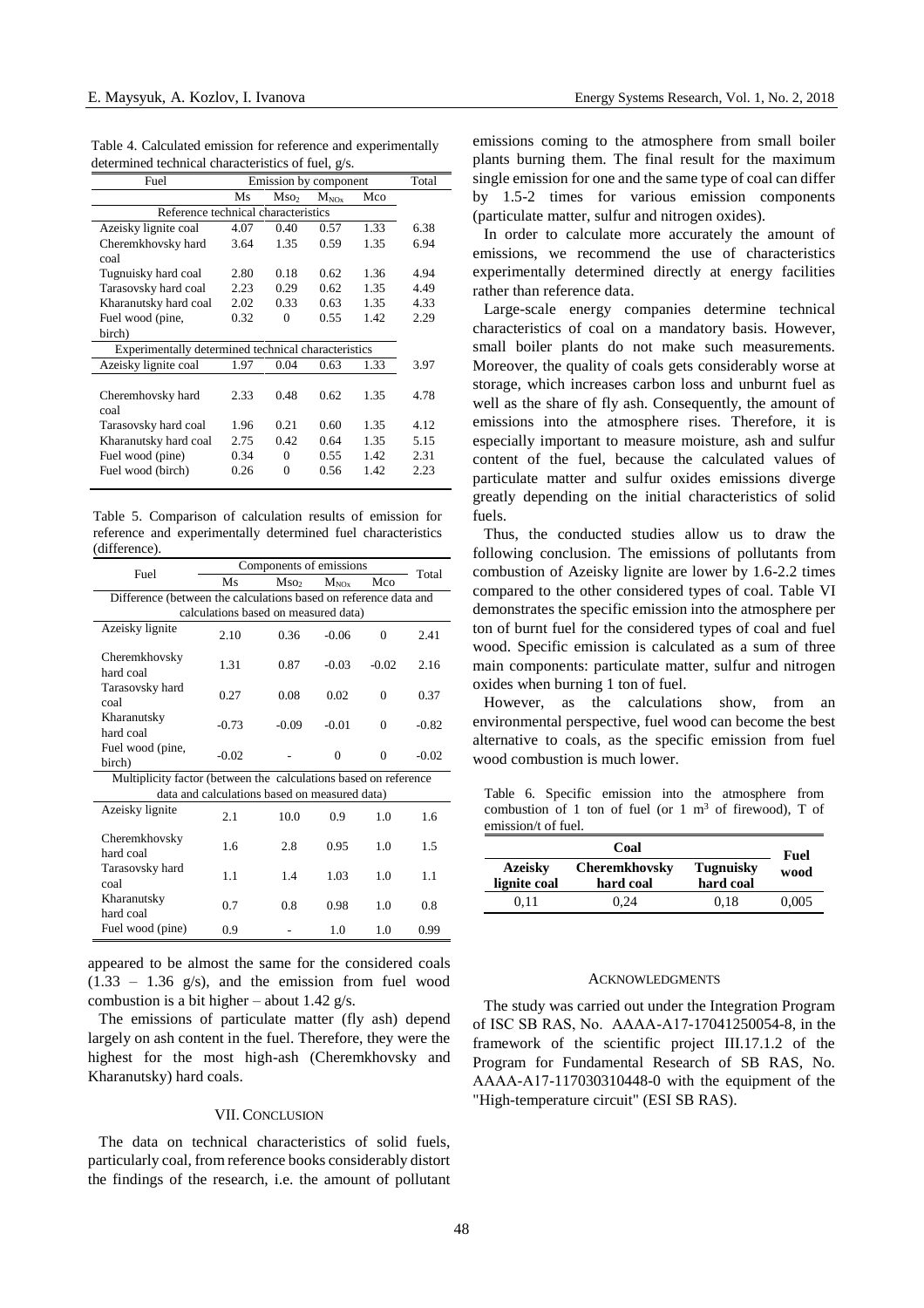Table 4. Calculated emission for reference and experimentally determined technical characteristics of fuel, g/s.

| Fuel | Emission by component | | | | Total |
|---|---|---|---|---|---|
| | Ms | $M_{SO_2}$ | $M_{NO_x}$ | Mco | |
| Reference technical characteristics | | | | | |
| Azeisky lignite coal | 4.07 | 0.40 | 0.57 | 1.33 | 6.38 |
| Cheremkhovsky hard coal | 3.64 | 1.35 | 0.59 | 1.35 | 6.94 |
| Tugnuisky hard coal | 2.80 | 0.18 | 0.62 | 1.36 | 4.94 |
| Tarasovsky hard coal | 2.23 | 0.29 | 0.62 | 1.35 | 4.49 |
| Kharanutsky hard coal | 2.02 | 0.33 | 0.63 | 1.35 | 4.33 |
| Fuel wood (pine, birch) | 0.32 | 0 | 0.55 | 1.42 | 2.29 |
| Experimentally determined technical characteristics | | | | | |
| Azeisky lignite coal | 1.97 | 0.04 | 0.63 | 1.33 | 3.97 |
| Cheremhovsky hard coal | 2.33 | 0.48 | 0.62 | 1.35 | 4.78 |
| Tarasovsky hard coal | 1.96 | 0.21 | 0.60 | 1.35 | 4.12 |
| Kharanutsky hard coal | 2.75 | 0.42 | 0.64 | 1.35 | 5.15 |
| Fuel wood (pine) | 0.34 | 0 | 0.55 | 1.42 | 2.31 |
| Fuel wood (birch) | 0.26 | 0 | 0.56 | 1.42 | 2.23 |

Table 5. Comparison of calculation results of emission for reference and experimentally determined fuel characteristics (difference).

| Fuel | Components of emissions | | | | Total |
|---|---|---|---|---|---|
| | Ms | $M_{SO_2}$ | $M_{NO_x}$ | Mco | |
| Difference (between the calculations based on reference data and calculations based on measured data) | | | | | |
| Azeisky lignite | 2.10 | 0.36 | -0.06 | 0 | 2.41 |
| Cheremkhovsky hard coal | 1.31 | 0.87 | -0.03 | -0.02 | 2.16 |
| Tarasovsky hard coal | 0.27 | 0.08 | 0.02 | 0 | 0.37 |
| Kharanutsky hard coal | -0.73 | -0.09 | -0.01 | 0 | -0.82 |
| Fuel wood (pine, birch) | -0.02 | - | 0 | 0 | -0.02 |
| Multiplicity factor (between the calculations based on reference data and calculations based on measured data) | | | | | |
| Azeisky lignite | 2.1 | 10.0 | 0.9 | 1.0 | 1.6 |
| Cheremkhovsky hard coal | 1.6 | 2.8 | 0.95 | 1.0 | 1.5 |
| Tarasovsky hard coal | 1.1 | 1.4 | 1.03 | 1.0 | 1.1 |
| Kharanutsky hard coal | 0.7 | 0.8 | 0.98 | 1.0 | 0.8 |
| Fuel wood (pine) | 0.9 | - | 1.0 | 1.0 | 0.99 |

appeared to be almost the same for the considered coals (1.33 – 1.36 g/s), and the emission from fuel wood combustion is a bit higher – about 1.42 g/s.

The emissions of particulate matter (fly ash) depend largely on ash content in the fuel. Therefore, they were the highest for the most high-ash (Cheremkhovsky and Kharanutsky) hard coals.

## VII. Conclusion

The data on technical characteristics of solid fuels, particularly coal, from reference books considerably distort the findings of the research, i.e. the amount of pollutant emissions coming to the atmosphere from small boiler plants burning them. The final result for the maximum single emission for one and the same type of coal can differ by 1.5-2 times for various emission components (particulate matter, sulfur and nitrogen oxides).

In order to calculate more accurately the amount of emissions, we recommend the use of characteristics experimentally determined directly at energy facilities rather than reference data.

Large-scale energy companies determine technical characteristics of coal on a mandatory basis. However, small boiler plants do not make such measurements. Moreover, the quality of coals gets considerably worse at storage, which increases carbon loss and unburnt fuel as well as the share of fly ash. Consequently, the amount of emissions into the atmosphere rises. Therefore, it is especially important to measure moisture, ash and sulfur content of the fuel, because the calculated values of particulate matter and sulfur oxides emissions diverge greatly depending on the initial characteristics of solid fuels.

Thus, the conducted studies allow us to draw the following conclusion. The emissions of pollutants from combustion of Azeisky lignite are lower by 1.6-2.2 times compared to the other considered types of coal. Table VI demonstrates the specific emission into the atmosphere per ton of burnt fuel for the considered types of coal and fuel wood. Specific emission is calculated as a sum of three main components: particulate matter, sulfur and nitrogen oxides when burning 1 ton of fuel.

However, as the calculations show, from an environmental perspective, fuel wood can become the best alternative to coals, as the specific emission from fuel wood combustion is much lower.

Table 6. Specific emission into the atmosphere from combustion of 1 ton of fuel (or 1 $m^3$ of firewood), T of emission/t of fuel.

| **Coal** | | | **Fuel wood** |
|---|---|---|---|
| **Azeisky lignite coal** | **Cheremkhovsky hard coal** | **Tugnuisky hard coal** | |
| 0,11 | 0,24 | 0,18 | 0,005 |

## Acknowledgments

The study was carried out under the Integration Program of ISC SB RAS, No. AAAA-A17-17041250054-8, in the framework of the scientific project III.17.1.2 of the Program for Fundamental Research of SB RAS, No. AAAA-A17-117030310448-0 with the equipment of the "High-temperature circuit" (ESI SB RAS).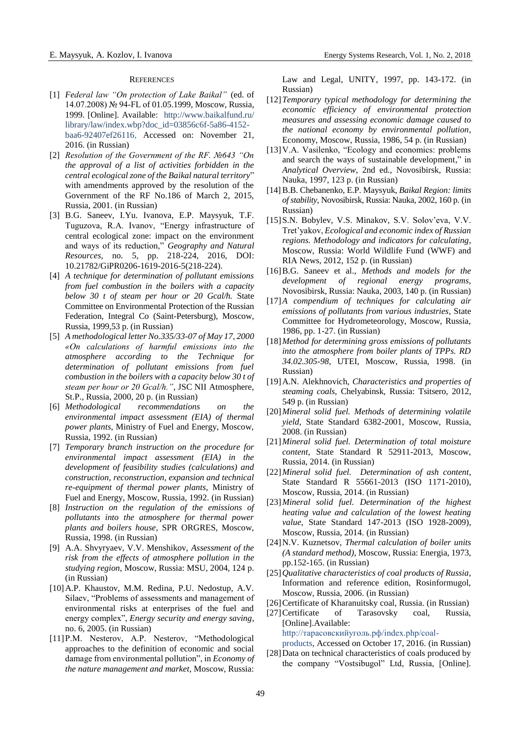## REFERENCES

[1] *Federal law "On protection of Lake Baikal"* (ed. of 14.07.2008) № 94-FL of 01.05.1999, Moscow, Russia, 1999. [Online]. Available: http://www.baikalfund.ru/library/law/index.wbp?doc_id=03856c6f-5a86-4152-baa6-92407ef26116, Accessed on: November 21, 2016. (in Russian)

[2] *Resolution of the Government of the RF. №643 "On the approval of a list of activities forbidden in the central ecological zone of the Baikal natural territory*" with amendments approved by the resolution of the Government of the RF No.186 of March 2, 2015, Russia, 2001. (in Russian)

[3] B.G. Saneev, I.Yu. Ivanova, E.P. Maysyuk, T.F. Tuguzova, R.A. Ivanov, "Energy infrastructure of central ecological zone: impact on the environment and ways of its reduction," *Geography and Natural Resources*, no. 5, pp. 218-224, 2016, DOI: 10.21782/GiPR0206-1619-2016-5(218-224).

[4] *A technique for determination of pollutant emissions from fuel combustion in the boilers with a capacity below 30 t of steam per hour or 20 Gcal/h.* State Committee on Environmental Protection of the Russian Federation, Integral Co (Saint-Petersburg), Moscow, Russia, 1999,53 p. (in Russian)

[5] *A methodological letter No.335/33-07 of May 17, 2000 «On calculations of harmful emissions into the atmosphere according to the Technique for determination of pollutant emissions from fuel combustion in the boilers with a capacity below 30 t of steam per hour or 20 Gcal/h."*, JSC NII Atmosphere, St.P., Russia, 2000, 20 p. (in Russian)

[6] *Methodological recommendations on the environmental impact assessment (EIA) of thermal power plants*, Ministry of Fuel and Energy, Moscow, Russia, 1992. (in Russian)

[7] *Temporary branch instruction on the procedure for environmental impact assessment (EIA) in the development of feasibility studies (calculations) and construction, reconstruction, expansion and technical re-equipment of thermal power plants*, Ministry of Fuel and Energy, Moscow, Russia, 1992. (in Russian)

[8] *Instruction on the regulation of the emissions of pollutants into the atmosphere for thermal power plants and boilers house*, SPR ORGRES, Moscow, Russia, 1998. (in Russian)

[9] A.A. Shvyryaev, V.V. Menshikov, *Assessment of the risk from the effects of atmosphere pollution in the studying region*, Moscow, Russia: MSU, 2004, 124 p. (in Russian)

[10] A.P. Khaustov, M.M. Redina, P.U. Nedostup, A.V. Silaev, "Problems of assessments and management of environmental risks at enterprises of the fuel and energy complex", *Energy security and energy saving*, no. 6, 2005. (in Russian)

[11] P.M. Nesterov, A.P. Nesterov, "Methodological approaches to the definition of economic and social damage from environmental pollution", in *Economy of the nature management and market*, Moscow, Russia: Law and Legal, UNITY, 1997, pp. 143-172. (in Russian)

[12] *Temporary typical methodology for determining the economic efficiency of environmental protection measures and assessing economic damage caused to the national economy by environmental pollution*, Economy, Moscow, Russia, 1986, 54 p. (in Russian)

[13] V.A. Vasilenko, "Ecology and economics: problems and search the ways of sustainable development," in *Analytical Overview*, 2nd ed., Novosibirsk, Russia: Nauka, 1997, 123 p. (in Russian)

[14] B.B. Chebanenko, E.P. Maysyuk, *Baikal Region: limits of stability*, Novosibirsk, Russia: Nauka, 2002, 160 p. (in Russian)

[15] S.N. Bobylev, V.S. Minakov, S.V. Solov'eva, V.V. Tret'yakov, *Ecological and economic index of Russian regions. Methodology and indicators for calculating*, Moscow, Russia: World Wildlife Fund (WWF) and RIA News, 2012, 152 p. (in Russian)

[16] B.G. Saneev et al., *Methods and models for the development of regional energy programs*, Novosibirsk, Russia: Nauka, 2003, 140 p. (in Russian)

[17] *A compendium of techniques for calculating air emissions of pollutants from various industries*, State Committee for Hydrometeorology, Moscow, Russia, 1986, pp. 1-27. (in Russian)

[18] *Method for determining gross emissions of pollutants into the atmosphere from boiler plants of TPPs. RD 34.02.305-98*, UTEI, Moscow, Russia, 1998. (in Russian)

[19] A.N. Alekhnovich, *Characteristics and properties of steaming coals*, Chelyabinsk, Russia: Tsitsero, 2012, 549 p. (in Russian)

[20] *Mineral solid fuel. Methods of determining volatile yield*, State Standard 6382-2001, Moscow, Russia, 2008. (in Russian)

[21] *Mineral solid fuel. Determination of total moisture content*, State Standard R 52911-2013, Moscow, Russia, 2014. (in Russian)

[22] *Mineral solid fuel. Determination of ash content*, State Standard R 55661-2013 (ISO 1171-2010), Moscow, Russia, 2014. (in Russian)

[23] *Mineral solid fuel. Determination of the highest heating value and calculation of the lowest heating value*, State Standard 147-2013 (ISO 1928-2009), Moscow, Russia, 2014. (in Russian)

[24] N.V. Kuznetsov, *Thermal calculation of boiler units (A standard method)*, Moscow, Russia: Energia, 1973, pp.152-165. (in Russian)

[25] *Qualitative characteristics of coal products of Russia*, Information and reference edition, Rosinformugol, Moscow, Russia, 2006. (in Russian)

[26] Certificate of Kharanuitsky coal, Russia. (in Russian)

[27] Certificate of Tarasovsky coal, Russia, [Online].Available: http://тарасовскийуголь.рф/index.php/coal-products, Accessed on October 17, 2016. (in Russian)

[28] Data on technical characteristics of coals produced by the company "Vostsibugol" Ltd, Russia, [Online].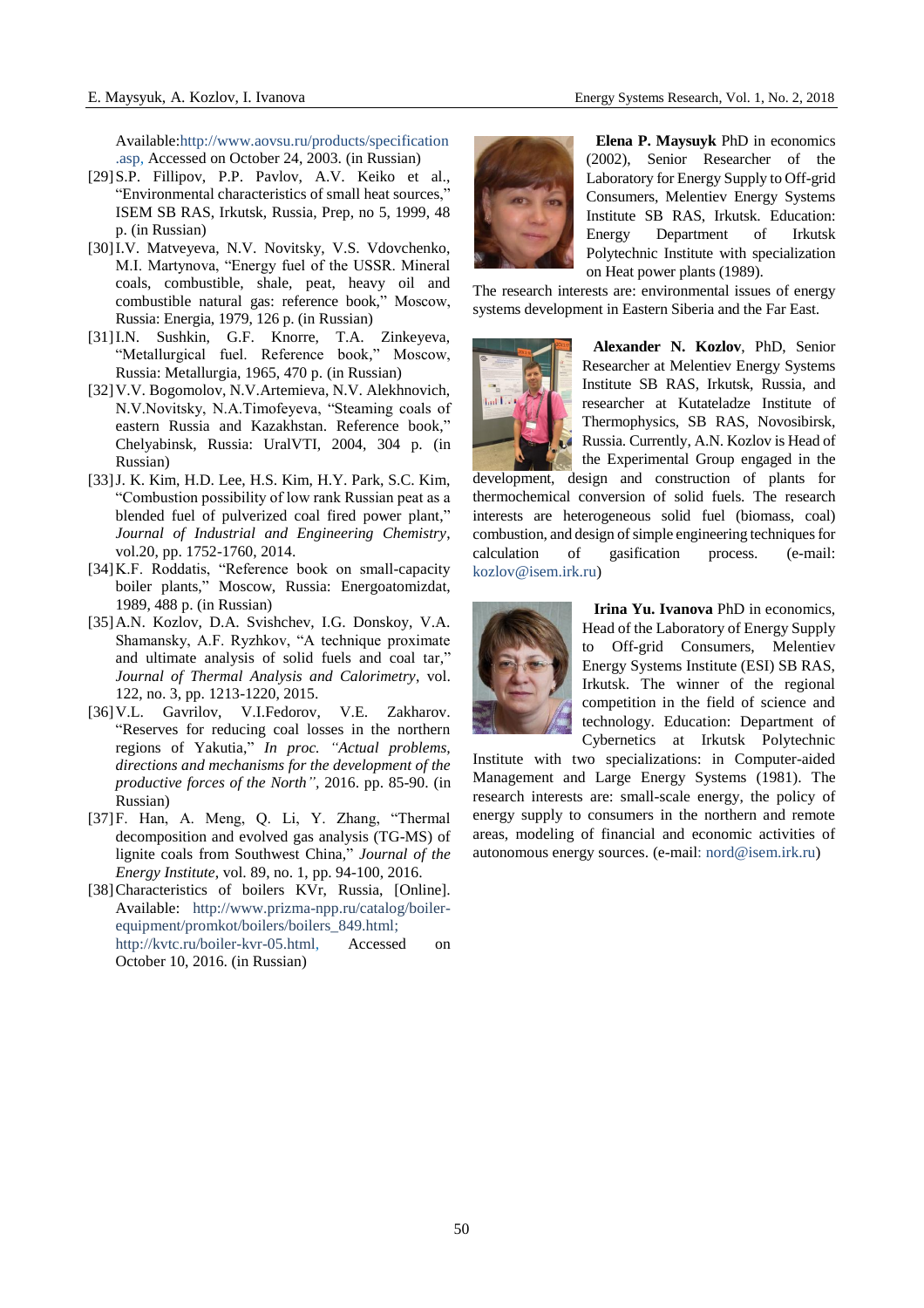Available:http://www.aovsu.ru/products/specification.asp, Accessed on October 24, 2003. (in Russian)

[29] S.P. Fillipov, P.P. Pavlov, A.V. Keiko et al., "Environmental characteristics of small heat sources," ISEM SB RAS, Irkutsk, Russia, Prep, no 5, 1999, 48 p. (in Russian)

[30] I.V. Matveyeva, N.V. Novitsky, V.S. Vdovchenko, M.I. Martynova, "Energy fuel of the USSR. Mineral coals, combustible, shale, peat, heavy oil and combustible natural gas: reference book," Moscow, Russia: Energia, 1979, 126 p. (in Russian)

[31] I.N. Sushkin, G.F. Knorre, T.A. Zinkeyeva, "Metallurgical fuel. Reference book," Moscow, Russia: Metallurgia, 1965, 470 p. (in Russian)

[32] V.V. Bogomolov, N.V.Artemieva, N.V. Alekhnovich, N.V.Novitsky, N.A.Timofeyeva, "Steaming coals of eastern Russia and Kazakhstan. Reference book," Chelyabinsk, Russia: UralVTI, 2004, 304 p. (in Russian)

[33] J. K. Kim, H.D. Lee, H.S. Kim, H.Y. Park, S.C. Kim, "Combustion possibility of low rank Russian peat as a blended fuel of pulverized coal fired power plant," *Journal of Industrial and Engineering Chemistry*, vol.20, pp. 1752-1760, 2014.

[34] K.F. Roddatis, "Reference book on small-capacity boiler plants," Moscow, Russia: Energoatomizdat, 1989, 488 p. (in Russian)

[35] A.N. Kozlov, D.A. Svishchev, I.G. Donskoy, V.A. Shamansky, A.F. Ryzhkov, "A technique proximate and ultimate analysis of solid fuels and coal tar," *Journal of Thermal Analysis and Calorimetry*, vol. 122, no. 3, pp. 1213-1220, 2015.

[36] V.L. Gavrilov, V.I.Fedorov, V.E. Zakharov. "Reserves for reducing coal losses in the northern regions of Yakutia," *In proc. "Actual problems, directions and mechanisms for the development of the productive forces of the North"*, 2016. pp. 85-90. (in Russian)

[37] F. Han, A. Meng, Q. Li, Y. Zhang, "Thermal decomposition and evolved gas analysis (TG-MS) of lignite coals from Southwest China," *Journal of the Energy Institute*, vol. 89, no. 1, pp. 94-100, 2016.

[38] Characteristics of boilers KVr, Russia, [Online]. Available: http://www.prizma-npp.ru/catalog/boiler-equipment/promkot/boilers/boilers_849.html; http://kvtc.ru/boiler-kvr-05.html, Accessed on October 10, 2016. (in Russian)

**Elena P. Maysuk** PhD in economics (2002), Senior Researcher of the Laboratory for Energy Supply to Off-grid Consumers, Melentiev Energy Systems Institute SB RAS, Irkutsk. Education: Energy Department of Irkutsk Polytechnic Institute with specialization on Heat power plants (1989). The research interests are: environmental issues of energy systems development in Eastern Siberia and the Far East.

**Alexander N. Kozlov**, PhD, Senior Researcher at Melentiev Energy Systems Institute SB RAS, Irkutsk, Russia, and researcher at Kutateladze Institute of Thermophysics, SB RAS, Novosibirsk, Russia. Currently, A.N. Kozlov is Head of the Experimental Group engaged in the development, design and construction of plants for thermochemical conversion of solid fuels. The research interests are heterogeneous solid fuel (biomass, coal) combustion, and design of simple engineering techniques for calculation of gasification process. (e-mail: kozlov@isem.irk.ru)

**Irina Yu. Ivanova** PhD in economics, Head of the Laboratory of Energy Supply to Off-grid Consumers, Melentiev Energy Systems Institute (ESI) SB RAS, Irkutsk. The winner of the regional competition in the field of science and technology. Education: Department of Cybernetics at Irkutsk Polytechnic Institute with two specializations: in Computer-aided Management and Large Energy Systems (1981). The research interests are: small-scale energy, the policy of energy supply to consumers in the northern and remote areas, modeling of financial and economic activities of autonomous energy sources. (e-mail: nord@isem.irk.ru)